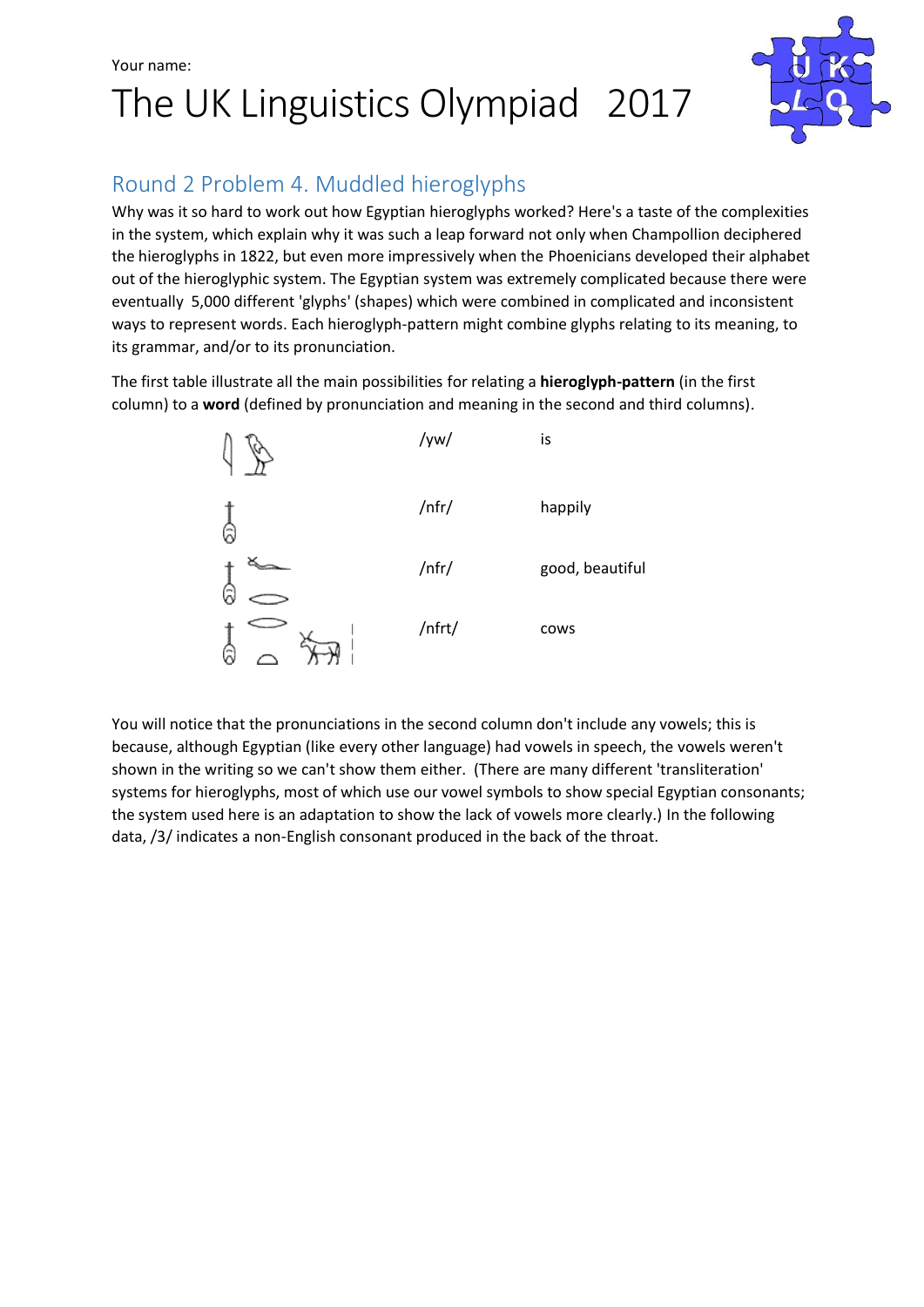Your name:

# The UK Linguistics Olympiad 2017

## Round 2 Problem 4. Muddled hieroglyphs

Why was it so hard to work out how Egyptian hieroglyphs worked? Here's a taste of the complexities in the system, which explain why it was such a leap forward not only when Champollion deciphered the hieroglyphs in 1822, but even more impressively when the Phoenicians developed their alphabet out of the hieroglyphic system. The Egyptian system was extremely complicated because there were eventually 5,000 different 'glyphs' (shapes) which were combined in complicated and inconsistent ways to represent words. Each hieroglyph-pattern might combine glyphs relating to its meaning, to its grammar, and/or to its pronunciation.

The first table illustrate all the main possibilities for relating a **hieroglyph-pattern** (in the first column) to a **word** (defined by pronunciation and meaning in the second and third columns).

| | | |
|---|---|---|
| | /yw/ | is |
| | /nfr/ | happily |
| | /nfr/ | good, beautiful |
| | /nfrt/ | cows |

You will notice that the pronunciations in the second column don't include any vowels; this is because, although Egyptian (like every other language) had vowels in speech, the vowels weren't shown in the writing so we can't show them either. (There are many different 'transliteration' systems for hieroglyphs, most of which use our vowel symbols to show special Egyptian consonants; the system used here is an adaptation to show the lack of vowels more clearly.) In the following data, /3/ indicates a non-English consonant produced in the back of the throat.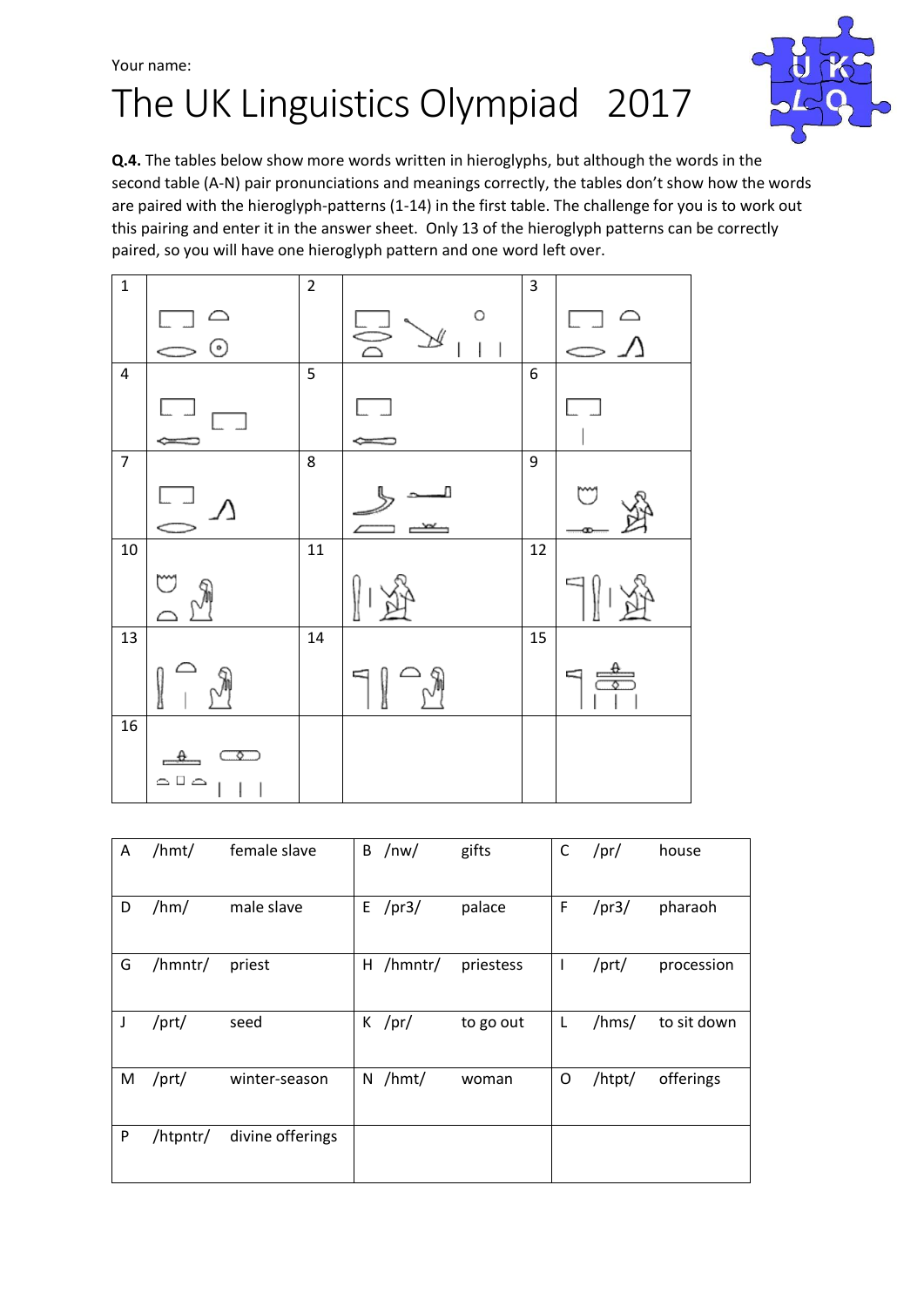Your name:

# The UK Linguistics Olympiad 2017

**Q.4.** The tables below show more words written in hieroglyphs, but although the words in the second table (A-N) pair pronunciations and meanings correctly, the tables don't show how the words are paired with the hieroglyph-patterns (1-14) in the first table. The challenge for you is to work out this pairing and enter it in the answer sheet. Only 13 of the hieroglyph patterns can be correctly paired, so you will have one hieroglyph pattern and one word left over.

| 1 | | 2 | | 3 | |
|---|---|---|---|---|---|
| 4 | | 5 | | 6 | |
| 7 | | 8 | | 9 | |
| 10 | | 11 | | 12 | |
| 13 | | 14 | | 15 | |
| 16 | | | | | |

| | | | | | | | | |
|---|---|---|---|---|---|---|---|---|
| A | /hmt/ | female slave | B | /nw/ | gifts | C | /pr/ | house |
| D | /hm/ | male slave | E | /pr3/ | palace | F | /pr3/ | pharaoh |
| G | /hmntr/ | priest | H | /hmntr/ | priestess | I | /prt/ | procession |
| J | /prt/ | seed | K | /pr/ | to go out | L | /hms/ | to sit down |
| M | /prt/ | winter-season | N | /hmt/ | woman | O | /htpt/ | offerings |
| P | /htpntr/ | divine offerings | | | | | | |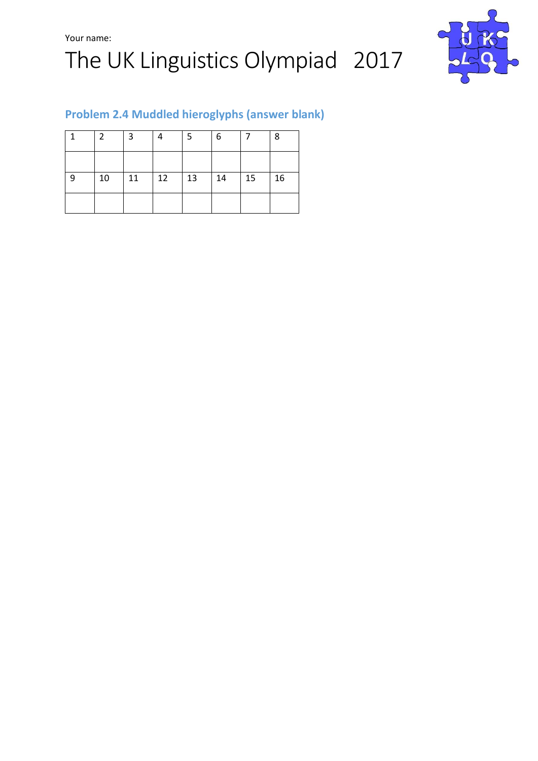Your name:

# The UK Linguistics Olympiad 2017

## Problem 2.4 Muddled hieroglyphs (answer blank)

| 1 | 2 | 3 | 4 | 5 | 6 | 7 | 8 |
| --- | --- | --- | --- | --- | --- | --- | --- |
| | | | | | | | |
| 9 | 10 | 11 | 12 | 13 | 14 | 15 | 16 |
| | | | | | | | |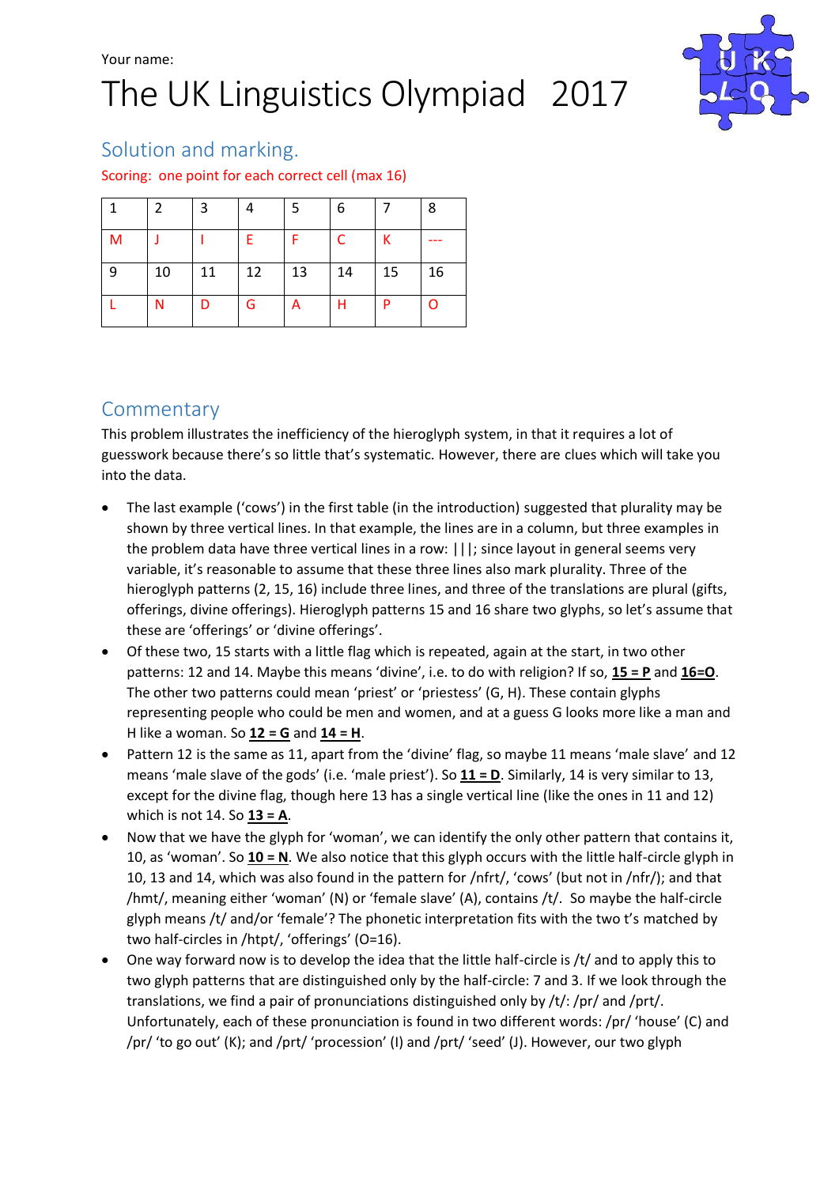Your name:

# The UK Linguistics Olympiad 2017

## Solution and marking.

Scoring: one point for each correct cell (max 16)

| 1 | 2 | 3 | 4 | 5 | 6 | 7 | 8 |
|---|---|---|---|---|---|---|---|
| M | J | I | E | F | C | K | --- |
| 9 | 10 | 11 | 12 | 13 | 14 | 15 | 16 |
| L | N | D | G | A | H | P | O |

## Commentary

This problem illustrates the inefficiency of the hieroglyph system, in that it requires a lot of guesswork because there's so little that's systematic. However, there are clues which will take you into the data.

- The last example ('cows') in the first table (in the introduction) suggested that plurality may be shown by three vertical lines. In that example, the lines are in a column, but three examples in the problem data have three vertical lines in a row: |||; since layout in general seems very variable, it's reasonable to assume that these three lines also mark plurality. Three of the hieroglyph patterns (2, 15, 16) include three lines, and three of the translations are plural (gifts, offerings, divine offerings). Hieroglyph patterns 15 and 16 share two glyphs, so let's assume that these are 'offerings' or 'divine offerings'.
- Of these two, 15 starts with a little flag which is repeated, again at the start, in two other patterns: 12 and 14. Maybe this means 'divine', i.e. to do with religion? If so, **15 = P** and **16=O**. The other two patterns could mean 'priest' or 'priestess' (G, H). These contain glyphs representing people who could be men and women, and at a guess G looks more like a man and H like a woman. So **12 = G** and **14 = H**.
- Pattern 12 is the same as 11, apart from the 'divine' flag, so maybe 11 means 'male slave' and 12 means 'male slave of the gods' (i.e. 'male priest'). So **11 = D**. Similarly, 14 is very similar to 13, except for the divine flag, though here 13 has a single vertical line (like the ones in 11 and 12) which is not 14. So **13 = A**.
- Now that we have the glyph for 'woman', we can identify the only other pattern that contains it, 10, as 'woman'. So **10 = N**. We also notice that this glyph occurs with the little half-circle glyph in 10, 13 and 14, which was also found in the pattern for /nfrt/, 'cows' (but not in /nfr/); and that /hmt/, meaning either 'woman' (N) or 'female slave' (A), contains /t/. So maybe the half-circle glyph means /t/ and/or 'female'? The phonetic interpretation fits with the two t's matched by two half-circles in /htpt/, 'offerings' (O=16).
- One way forward now is to develop the idea that the little half-circle is /t/ and to apply this to two glyph patterns that are distinguished only by the half-circle: 7 and 3. If we look through the translations, we find a pair of pronunciations distinguished only by /t/: /pr/ and /prt/. Unfortunately, each of these pronunciation is found in two different words: /pr/ 'house' (C) and /pr/ 'to go out' (K); and /prt/ 'procession' (I) and /prt/ 'seed' (J). However, our two glyph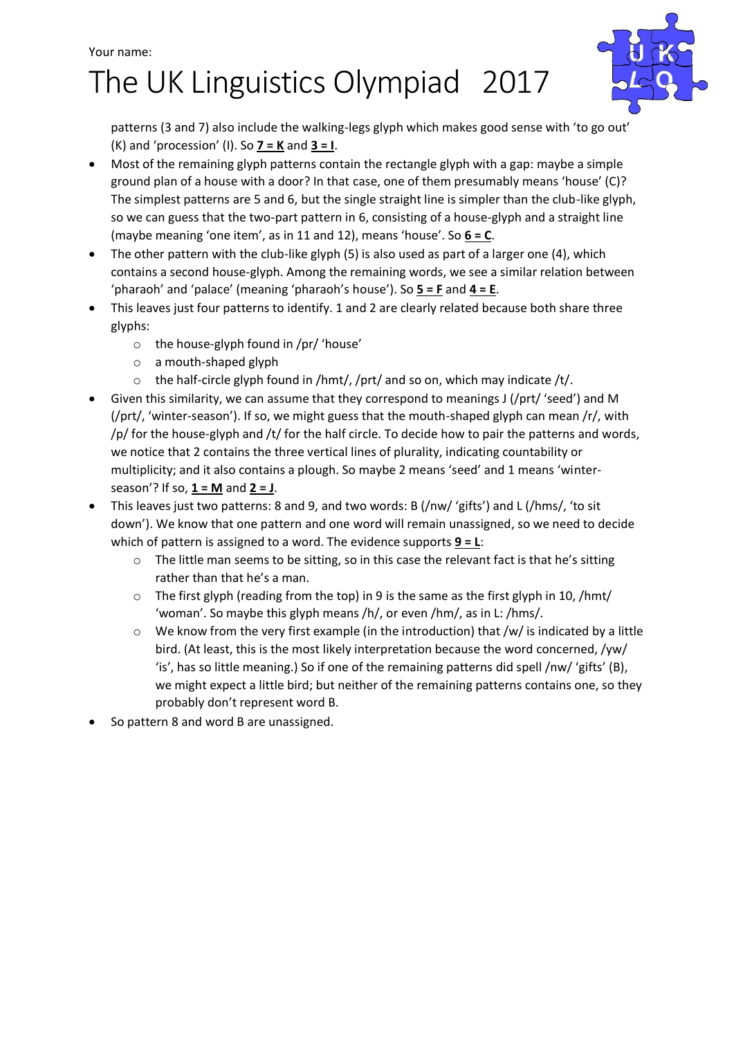patterns (3 and 7) also include the walking-legs glyph which makes good sense with 'to go out' (K) and 'procession' (I). So **7 = K** and **3 = I**.

- Most of the remaining glyph patterns contain the rectangle glyph with a gap: maybe a simple ground plan of a house with a door? In that case, one of them presumably means 'house' (C)? The simplest patterns are 5 and 6, but the single straight line is simpler than the club-like glyph, so we can guess that the two-part pattern in 6, consisting of a house-glyph and a straight line (maybe meaning 'one item', as in 11 and 12), means 'house'. So **6 = C**.
- The other pattern with the club-like glyph (5) is also used as part of a larger one (4), which contains a second house-glyph. Among the remaining words, we see a similar relation between 'pharaoh' and 'palace' (meaning 'pharaoh's house'). So **5 = F** and **4 = E**.
- This leaves just four patterns to identify. 1 and 2 are clearly related because both share three glyphs:
  - the house-glyph found in /pr/ 'house'
  - a mouth-shaped glyph
  - the half-circle glyph found in /hmt/, /prt/ and so on, which may indicate /t/.
- Given this similarity, we can assume that they correspond to meanings J (/prt/ 'seed') and M (/prt/, 'winter-season'). If so, we might guess that the mouth-shaped glyph can mean /r/, with /p/ for the house-glyph and /t/ for the half circle. To decide how to pair the patterns and words, we notice that 2 contains the three vertical lines of plurality, indicating countability or multiplicity; and it also contains a plough. So maybe 2 means 'seed' and 1 means 'winter-season'? If so, **1 = M** and **2 = J**.
- This leaves just two patterns: 8 and 9, and two words: B (/nw/ 'gifts') and L (/hms/, 'to sit down'). We know that one pattern and one word will remain unassigned, so we need to decide which of pattern is assigned to a word. The evidence supports **9 = L**:
  - The little man seems to be sitting, so in this case the relevant fact is that he's sitting rather than that he's a man.
  - The first glyph (reading from the top) in 9 is the same as the first glyph in 10, /hmt/ 'woman'. So maybe this glyph means /h/, or even /hm/, as in L: /hms/.
  - We know from the very first example (in the introduction) that /w/ is indicated by a little bird. (At least, this is the most likely interpretation because the word concerned, /yw/ 'is', has so little meaning.) So if one of the remaining patterns did spell /nw/ 'gifts' (B), we might expect a little bird; but neither of the remaining patterns contains one, so they probably don't represent word B.
- So pattern 8 and word B are unassigned.